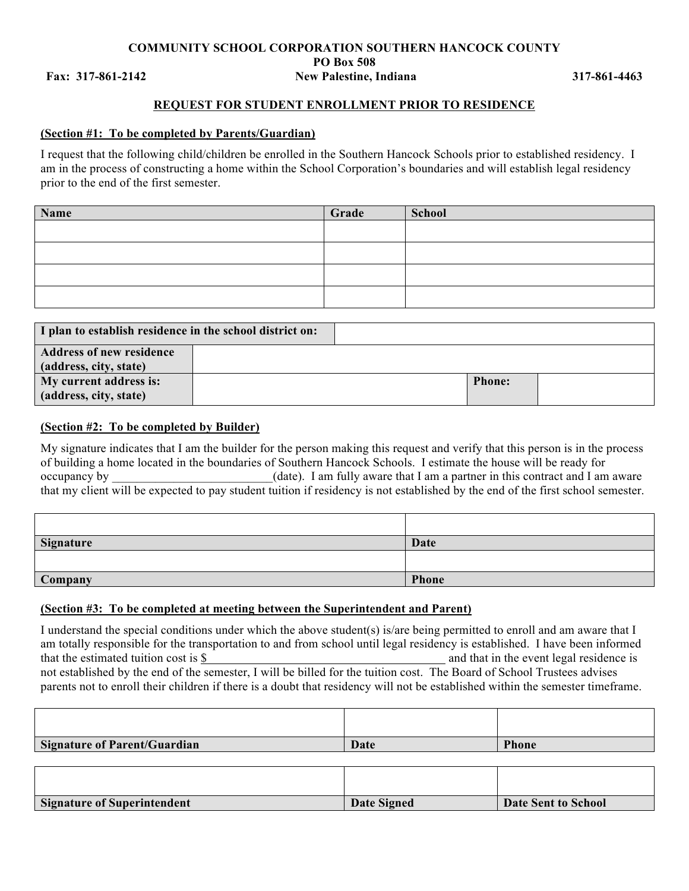**COMMUNITY SCHOOL CORPORATION SOUTHERN HANCOCK COUNTY**
**PO Box 508**
**Fax: 317-861-2142** **New Palestine, Indiana** **317-861-4463**

## REQUEST FOR STUDENT ENROLLMENT PRIOR TO RESIDENCE

**(Section #1: To be completed by Parents/Guardian)**

I request that the following child/children be enrolled in the Southern Hancock Schools prior to established residency. I am in the process of constructing a home within the School Corporation's boundaries and will establish legal residency prior to the end of the first semester.

| Name | Grade | School |
|---|---|---|
| | | |
| | | |
| | | |
| | | |

| I plan to establish residence in the school district on: | | | |
|---|---|---|---|
| **Address of new residence (address, city, state)** | | | |
| **My current address is: (address, city, state)** | | **Phone:** | |

**(Section #2: To be completed by Builder)**

My signature indicates that I am the builder for the person making this request and verify that this person is in the process of building a home located in the boundaries of Southern Hancock Schools. I estimate the house will be ready for occupancy by __________________________(date). I am fully aware that I am a partner in this contract and I am aware that my client will be expected to pay student tuition if residency is not established by the end of the first school semester.

| | |
|---|---|
| **Signature** | **Date** |
| | |
| **Company** | **Phone** |

**(Section #3: To be completed at meeting between the Superintendent and Parent)**

I understand the special conditions under which the above student(s) is/are being permitted to enroll and am aware that I am totally responsible for the transportation to and from school until legal residency is established. I have been informed that the estimated tuition cost is $________________________________________ and that in the event legal residence is not established by the end of the semester, I will be billed for the tuition cost. The Board of School Trustees advises parents not to enroll their children if there is a doubt that residency will not be established within the semester timeframe.

| | | |
|---|---|---|
| **Signature of Parent/Guardian** | **Date** | **Phone** |

| | | |
|---|---|---|
| **Signature of Superintendent** | **Date Signed** | **Date Sent to School** |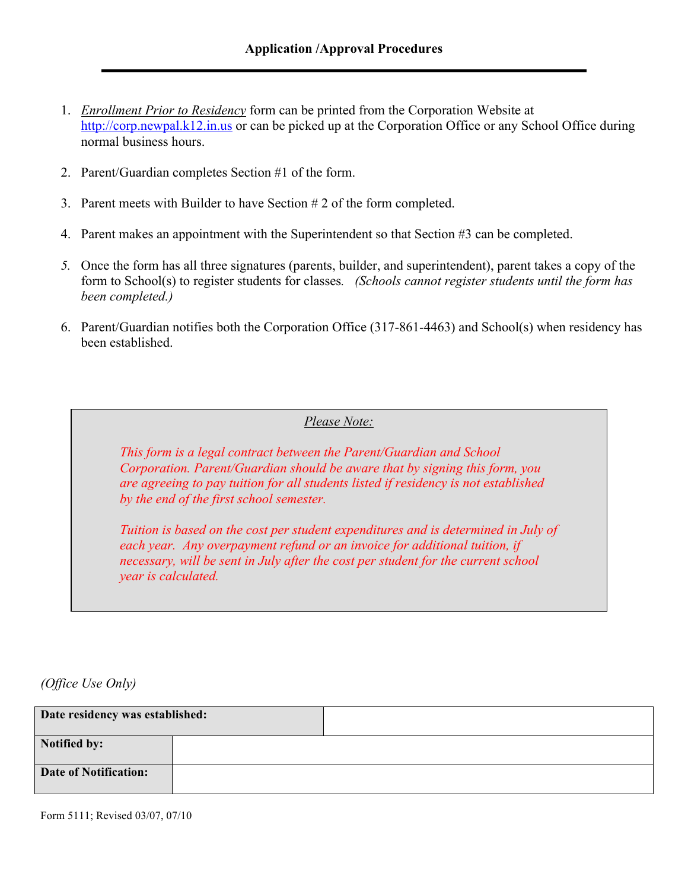## Application /Approval Procedures

1. *Enrollment Prior to Residency* form can be printed from the Corporation Website at http://corp.newpal.k12.in.us or can be picked up at the Corporation Office or any School Office during normal business hours.

2. Parent/Guardian completes Section #1 of the form.

3. Parent meets with Builder to have Section # 2 of the form completed.

4. Parent makes an appointment with the Superintendent so that Section #3 can be completed.

5. Once the form has all three signatures (parents, builder, and superintendent), parent takes a copy of the form to School(s) to register students for classes. *(Schools cannot register students until the form has been completed.)*

6. Parent/Guardian notifies both the Corporation Office (317-861-4463) and School(s) when residency has been established.

*Please Note:*

*This form is a legal contract between the Parent/Guardian and School Corporation. Parent/Guardian should be aware that by signing this form, you are agreeing to pay tuition for all students listed if residency is not established by the end of the first school semester.*

*Tuition is based on the cost per student expenditures and is determined in July of each year. Any overpayment refund or an invoice for additional tuition, if necessary, will be sent in July after the cost per student for the current school year is calculated.*

*(Office Use Only)*

| | |
|---|---|
| **Date residency was established:** | |
| **Notified by:** | |
| **Date of Notification:** | |

Form 5111; Revised 03/07, 07/10